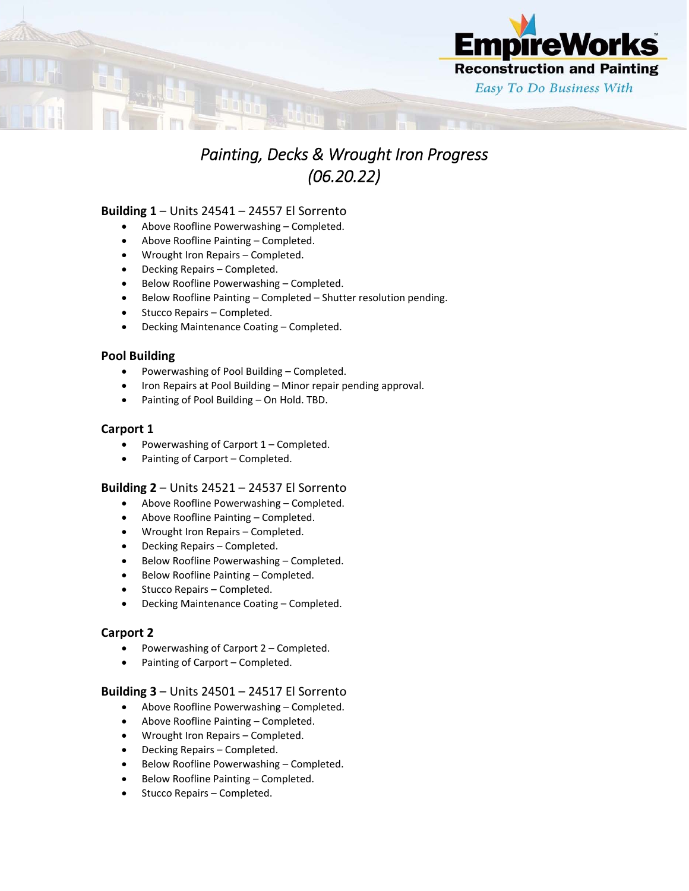# *Painting, Decks & Wrought Iron Progress (06.20.22)*

**Building 1** – Units 24541 – 24557 El Sorrento

- Above Roofline Powerwashing – Completed.
- Above Roofline Painting – Completed.
- Wrought Iron Repairs – Completed.
- Decking Repairs – Completed.
- Below Roofline Powerwashing – Completed.
- Below Roofline Painting – Completed – Shutter resolution pending.
- Stucco Repairs – Completed.
- Decking Maintenance Coating – Completed.

**Pool Building**

- Powerwashing of Pool Building – Completed.
- Iron Repairs at Pool Building – Minor repair pending approval.
- Painting of Pool Building – On Hold. TBD.

**Carport 1**

- Powerwashing of Carport 1 – Completed.
- Painting of Carport – Completed.

**Building 2** – Units 24521 – 24537 El Sorrento

- Above Roofline Powerwashing – Completed.
- Above Roofline Painting – Completed.
- Wrought Iron Repairs – Completed.
- Decking Repairs – Completed.
- Below Roofline Powerwashing – Completed.
- Below Roofline Painting – Completed.
- Stucco Repairs – Completed.
- Decking Maintenance Coating – Completed.

**Carport 2**

- Powerwashing of Carport 2 – Completed.
- Painting of Carport – Completed.

**Building 3** – Units 24501 – 24517 El Sorrento

- Above Roofline Powerwashing – Completed.
- Above Roofline Painting – Completed.
- Wrought Iron Repairs – Completed.
- Decking Repairs – Completed.
- Below Roofline Powerwashing – Completed.
- Below Roofline Painting – Completed.
- Stucco Repairs – Completed.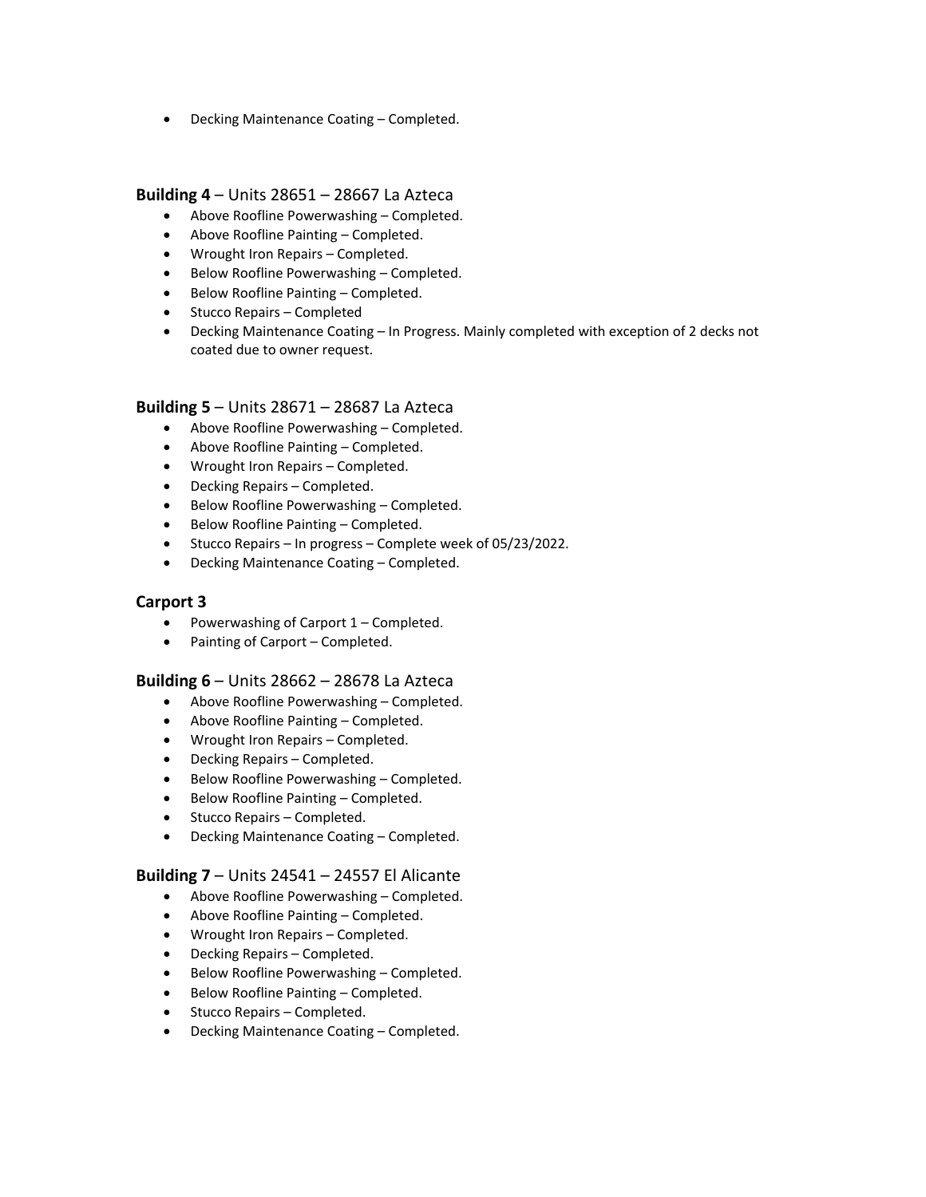- Decking Maintenance Coating – Completed.

**Building 4** – Units 28651 – 28667 La Azteca

- Above Roofline Powerwashing – Completed.
- Above Roofline Painting – Completed.
- Wrought Iron Repairs – Completed.
- Below Roofline Powerwashing – Completed.
- Below Roofline Painting – Completed.
- Stucco Repairs – Completed
- Decking Maintenance Coating – In Progress. Mainly completed with exception of 2 decks not coated due to owner request.

**Building 5** – Units 28671 – 28687 La Azteca

- Above Roofline Powerwashing – Completed.
- Above Roofline Painting – Completed.
- Wrought Iron Repairs – Completed.
- Decking Repairs – Completed.
- Below Roofline Powerwashing – Completed.
- Below Roofline Painting – Completed.
- Stucco Repairs – In progress – Complete week of 05/23/2022.
- Decking Maintenance Coating – Completed.

**Carport 3**

- Powerwashing of Carport 1 – Completed.
- Painting of Carport – Completed.

**Building 6** – Units 28662 – 28678 La Azteca

- Above Roofline Powerwashing – Completed.
- Above Roofline Painting – Completed.
- Wrought Iron Repairs – Completed.
- Decking Repairs – Completed.
- Below Roofline Powerwashing – Completed.
- Below Roofline Painting – Completed.
- Stucco Repairs – Completed.
- Decking Maintenance Coating – Completed.

**Building 7** – Units 24541 – 24557 El Alicante

- Above Roofline Powerwashing – Completed.
- Above Roofline Painting – Completed.
- Wrought Iron Repairs – Completed.
- Decking Repairs – Completed.
- Below Roofline Powerwashing – Completed.
- Below Roofline Painting – Completed.
- Stucco Repairs – Completed.
- Decking Maintenance Coating – Completed.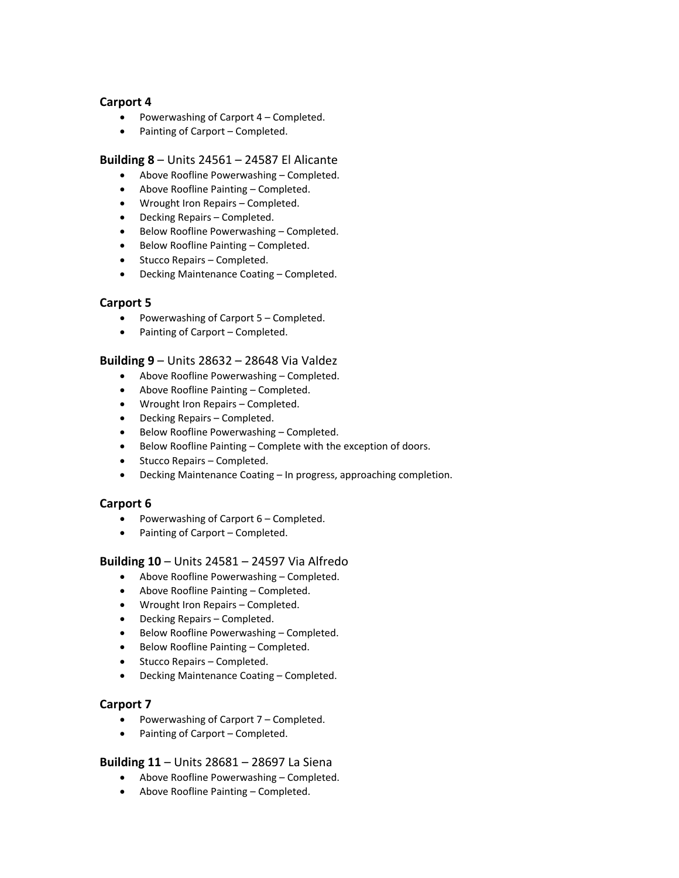### Carport 4

- Powerwashing of Carport 4 – Completed.
- Painting of Carport – Completed.

### **Building 8** – Units 24561 – 24587 El Alicante

- Above Roofline Powerwashing – Completed.
- Above Roofline Painting – Completed.
- Wrought Iron Repairs – Completed.
- Decking Repairs – Completed.
- Below Roofline Powerwashing – Completed.
- Below Roofline Painting – Completed.
- Stucco Repairs – Completed.
- Decking Maintenance Coating – Completed.

### Carport 5

- Powerwashing of Carport 5 – Completed.
- Painting of Carport – Completed.

### **Building 9** – Units 28632 – 28648 Via Valdez

- Above Roofline Powerwashing – Completed.
- Above Roofline Painting – Completed.
- Wrought Iron Repairs – Completed.
- Decking Repairs – Completed.
- Below Roofline Powerwashing – Completed.
- Below Roofline Painting – Complete with the exception of doors.
- Stucco Repairs – Completed.
- Decking Maintenance Coating – In progress, approaching completion.

### Carport 6

- Powerwashing of Carport 6 – Completed.
- Painting of Carport – Completed.

### **Building 10** – Units 24581 – 24597 Via Alfredo

- Above Roofline Powerwashing – Completed.
- Above Roofline Painting – Completed.
- Wrought Iron Repairs – Completed.
- Decking Repairs – Completed.
- Below Roofline Powerwashing – Completed.
- Below Roofline Painting – Completed.
- Stucco Repairs – Completed.
- Decking Maintenance Coating – Completed.

### Carport 7

- Powerwashing of Carport 7 – Completed.
- Painting of Carport – Completed.

### **Building 11** – Units 28681 – 28697 La Siena

- Above Roofline Powerwashing – Completed.
- Above Roofline Painting – Completed.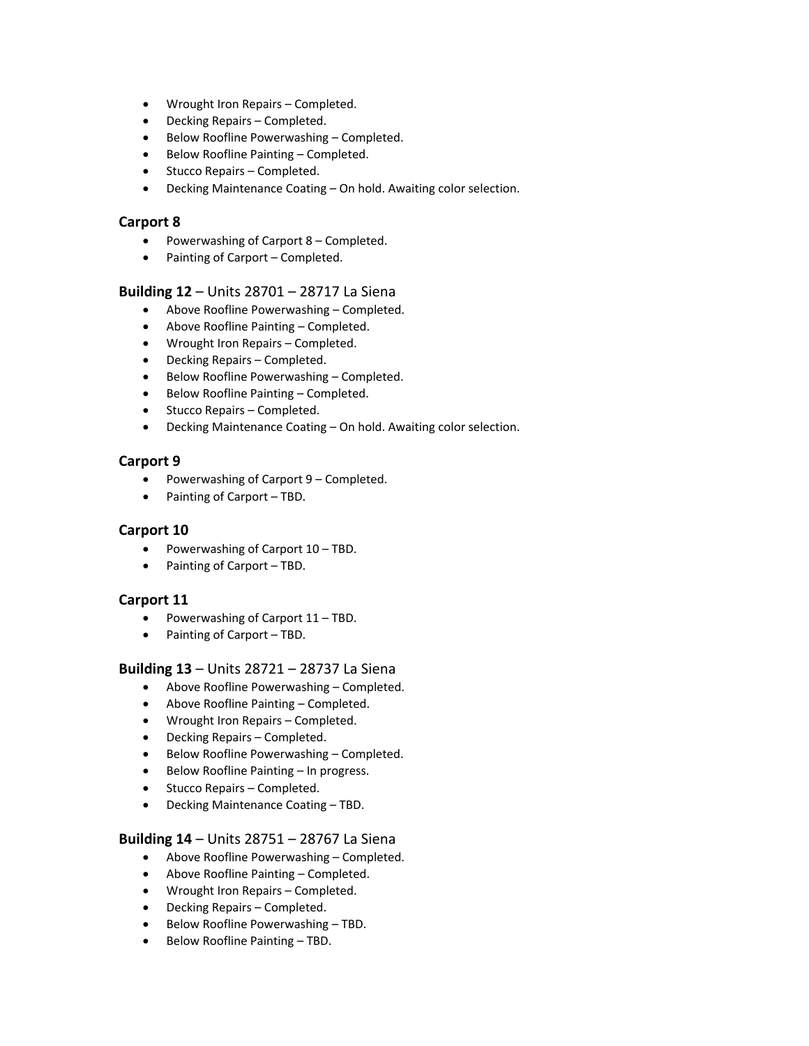- Wrought Iron Repairs – Completed.
- Decking Repairs – Completed.
- Below Roofline Powerwashing – Completed.
- Below Roofline Painting – Completed.
- Stucco Repairs – Completed.
- Decking Maintenance Coating – On hold. Awaiting color selection.

### Carport 8

- Powerwashing of Carport 8 – Completed.
- Painting of Carport – Completed.

### **Building 12** – Units 28701 – 28717 La Siena

- Above Roofline Powerwashing – Completed.
- Above Roofline Painting – Completed.
- Wrought Iron Repairs – Completed.
- Decking Repairs – Completed.
- Below Roofline Powerwashing – Completed.
- Below Roofline Painting – Completed.
- Stucco Repairs – Completed.
- Decking Maintenance Coating – On hold. Awaiting color selection.

### Carport 9

- Powerwashing of Carport 9 – Completed.
- Painting of Carport – TBD.

### Carport 10

- Powerwashing of Carport 10 – TBD.
- Painting of Carport – TBD.

### Carport 11

- Powerwashing of Carport 11 – TBD.
- Painting of Carport – TBD.

### **Building 13** – Units 28721 – 28737 La Siena

- Above Roofline Powerwashing – Completed.
- Above Roofline Painting – Completed.
- Wrought Iron Repairs – Completed.
- Decking Repairs – Completed.
- Below Roofline Powerwashing – Completed.
- Below Roofline Painting – In progress.
- Stucco Repairs – Completed.
- Decking Maintenance Coating – TBD.

### **Building 14** – Units 28751 – 28767 La Siena

- Above Roofline Powerwashing – Completed.
- Above Roofline Painting – Completed.
- Wrought Iron Repairs – Completed.
- Decking Repairs – Completed.
- Below Roofline Powerwashing – TBD.
- Below Roofline Painting – TBD.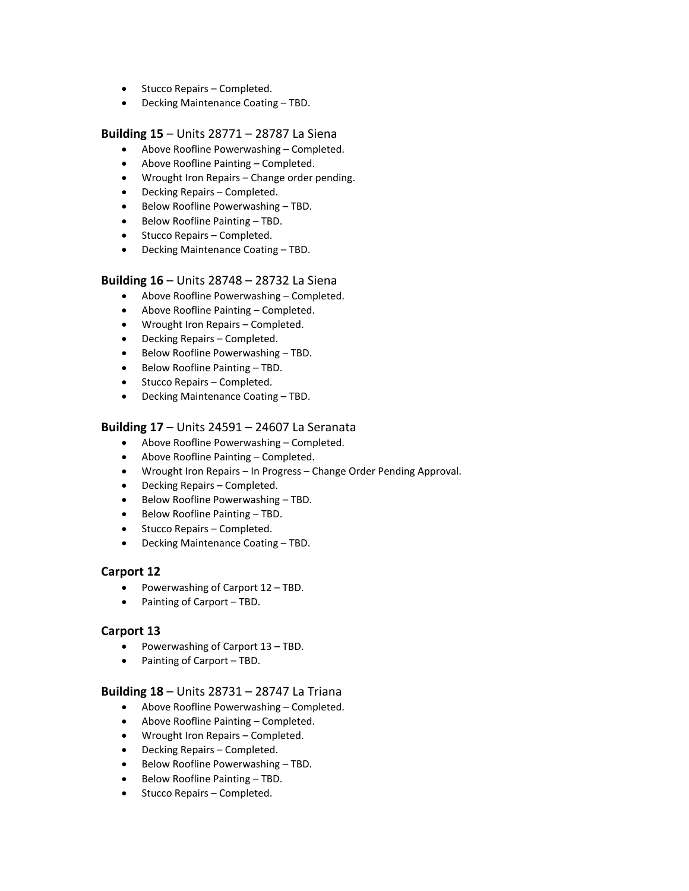- Stucco Repairs – Completed.
- Decking Maintenance Coating – TBD.

**Building 15** – Units 28771 – 28787 La Siena

- Above Roofline Powerwashing – Completed.
- Above Roofline Painting – Completed.
- Wrought Iron Repairs – Change order pending.
- Decking Repairs – Completed.
- Below Roofline Powerwashing – TBD.
- Below Roofline Painting – TBD.
- Stucco Repairs – Completed.
- Decking Maintenance Coating – TBD.

**Building 16** – Units 28748 – 28732 La Siena

- Above Roofline Powerwashing – Completed.
- Above Roofline Painting – Completed.
- Wrought Iron Repairs – Completed.
- Decking Repairs – Completed.
- Below Roofline Powerwashing – TBD.
- Below Roofline Painting – TBD.
- Stucco Repairs – Completed.
- Decking Maintenance Coating – TBD.

**Building 17** – Units 24591 – 24607 La Seranata

- Above Roofline Powerwashing – Completed.
- Above Roofline Painting – Completed.
- Wrought Iron Repairs – In Progress – Change Order Pending Approval.
- Decking Repairs – Completed.
- Below Roofline Powerwashing – TBD.
- Below Roofline Painting – TBD.
- Stucco Repairs – Completed.
- Decking Maintenance Coating – TBD.

**Carport 12**

- Powerwashing of Carport 12 – TBD.
- Painting of Carport – TBD.

**Carport 13**

- Powerwashing of Carport 13 – TBD.
- Painting of Carport – TBD.

**Building 18** – Units 28731 – 28747 La Triana

- Above Roofline Powerwashing – Completed.
- Above Roofline Painting – Completed.
- Wrought Iron Repairs – Completed.
- Decking Repairs – Completed.
- Below Roofline Powerwashing – TBD.
- Below Roofline Painting – TBD.
- Stucco Repairs – Completed.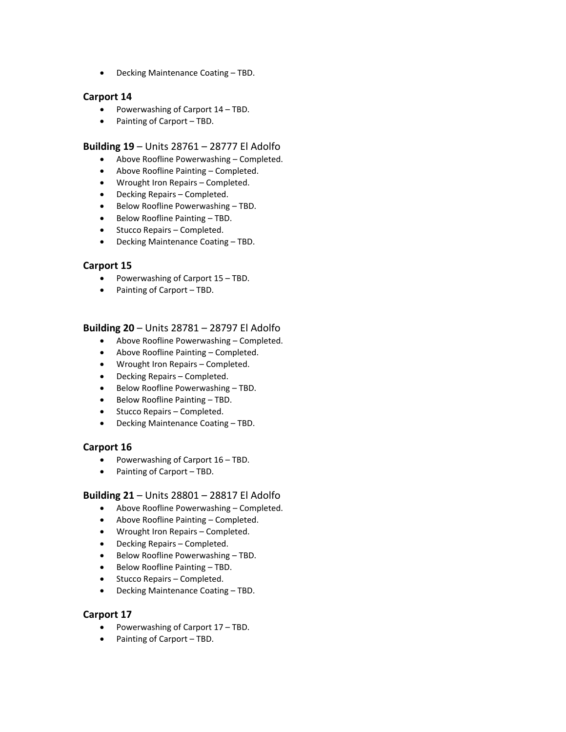- Decking Maintenance Coating – TBD.

### Carport 14

- Powerwashing of Carport 14 – TBD.
- Painting of Carport – TBD.

### **Building 19** – Units 28761 – 28777 El Adolfo

- Above Roofline Powerwashing – Completed.
- Above Roofline Painting – Completed.
- Wrought Iron Repairs – Completed.
- Decking Repairs – Completed.
- Below Roofline Powerwashing – TBD.
- Below Roofline Painting – TBD.
- Stucco Repairs – Completed.
- Decking Maintenance Coating – TBD.

### Carport 15

- Powerwashing of Carport 15 – TBD.
- Painting of Carport – TBD.

### **Building 20** – Units 28781 – 28797 El Adolfo

- Above Roofline Powerwashing – Completed.
- Above Roofline Painting – Completed.
- Wrought Iron Repairs – Completed.
- Decking Repairs – Completed.
- Below Roofline Powerwashing – TBD.
- Below Roofline Painting – TBD.
- Stucco Repairs – Completed.
- Decking Maintenance Coating – TBD.

### Carport 16

- Powerwashing of Carport 16 – TBD.
- Painting of Carport – TBD.

### **Building 21** – Units 28801 – 28817 El Adolfo

- Above Roofline Powerwashing – Completed.
- Above Roofline Painting – Completed.
- Wrought Iron Repairs – Completed.
- Decking Repairs – Completed.
- Below Roofline Powerwashing – TBD.
- Below Roofline Painting – TBD.
- Stucco Repairs – Completed.
- Decking Maintenance Coating – TBD.

### Carport 17

- Powerwashing of Carport 17 – TBD.
- Painting of Carport – TBD.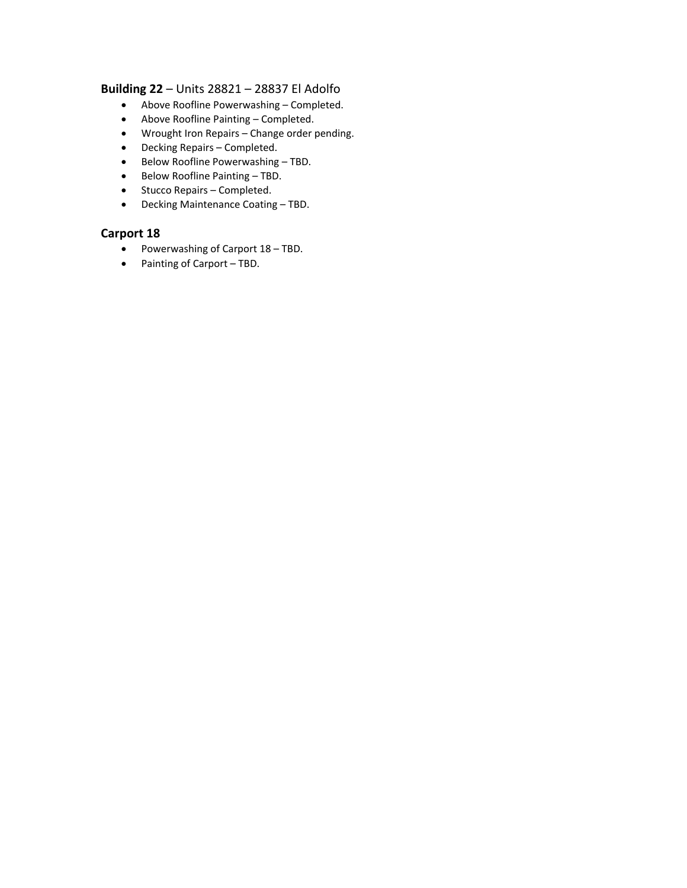### **Building 22** – Units 28821 – 28837 El Adolfo

- Above Roofline Powerwashing – Completed.
- Above Roofline Painting – Completed.
- Wrought Iron Repairs – Change order pending.
- Decking Repairs – Completed.
- Below Roofline Powerwashing – TBD.
- Below Roofline Painting – TBD.
- Stucco Repairs – Completed.
- Decking Maintenance Coating – TBD.

### **Carport 18**

- Powerwashing of Carport 18 – TBD.
- Painting of Carport – TBD.